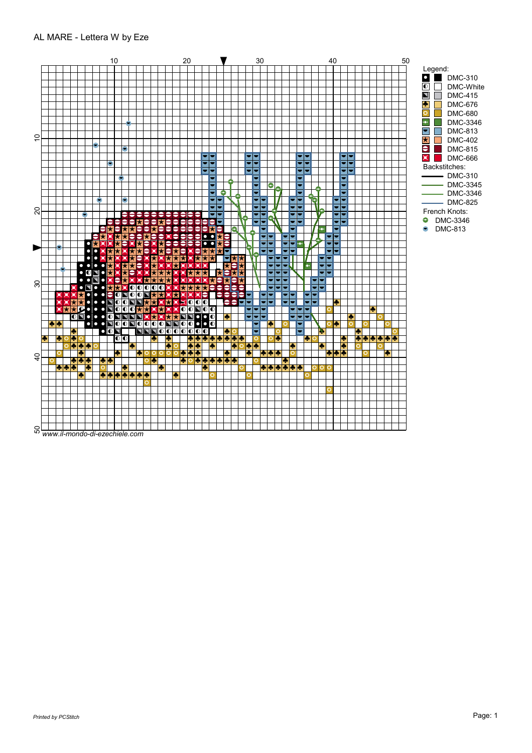# AL MARE - Lettera W by Eze

Legend:

| Symbol | Color |
|---|---|
| DMC-310 | |
| DMC-White | |
| DMC-415 | |
| DMC-676 | |
| DMC-680 | |
| DMC-3346 | |
| DMC-813 | |
| DMC-402 | |
| DMC-815 | |
| DMC-666 | |

Backstitches:

- DMC-310
- DMC-3345
- DMC-3346
- DMC-825

French Knots:

- DMC-3346
- DMC-813

*www.il-mondo-di-ezechiele.com*

*Printed by PCStitch*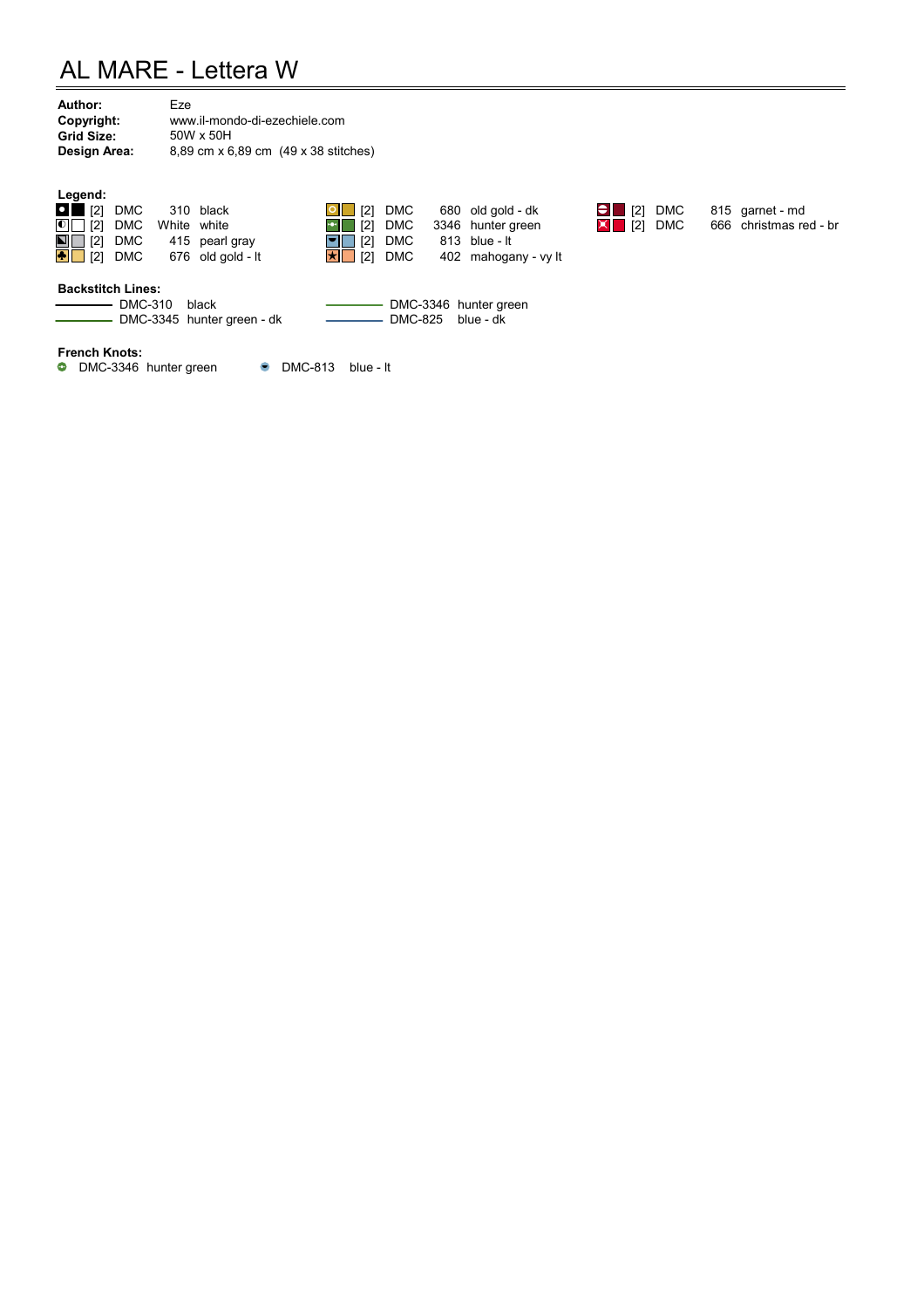# AL MARE - Lettera W

**Author:** Eze
**Copyright:** www.il-mondo-di-ezechiele.com
**Grid Size:** 50W x 50H
**Design Area:** 8,89 cm x 6,89 cm (49 x 38 stitches)

**Legend:**

| | | | |
|---|---|---|---|
| [2] | DMC | 310 | black |
| [2] | DMC | White | white |
| [2] | DMC | 415 | pearl gray |
| [2] | DMC | 676 | old gold - lt |
| [2] | DMC | 680 | old gold - dk |
| [2] | DMC | 3346 | hunter green |
| [2] | DMC | 813 | blue - lt |
| [2] | DMC | 402 | mahogany - vy lt |
| [2] | DMC | 815 | garnet - md |
| [2] | DMC | 666 | christmas red - br |

**Backstitch Lines:**

- DMC-310 black
- DMC-3345 hunter green - dk
- DMC-3346 hunter green
- DMC-825 blue - dk

**French Knots:**

- DMC-3346 hunter green
- DMC-813 blue - lt